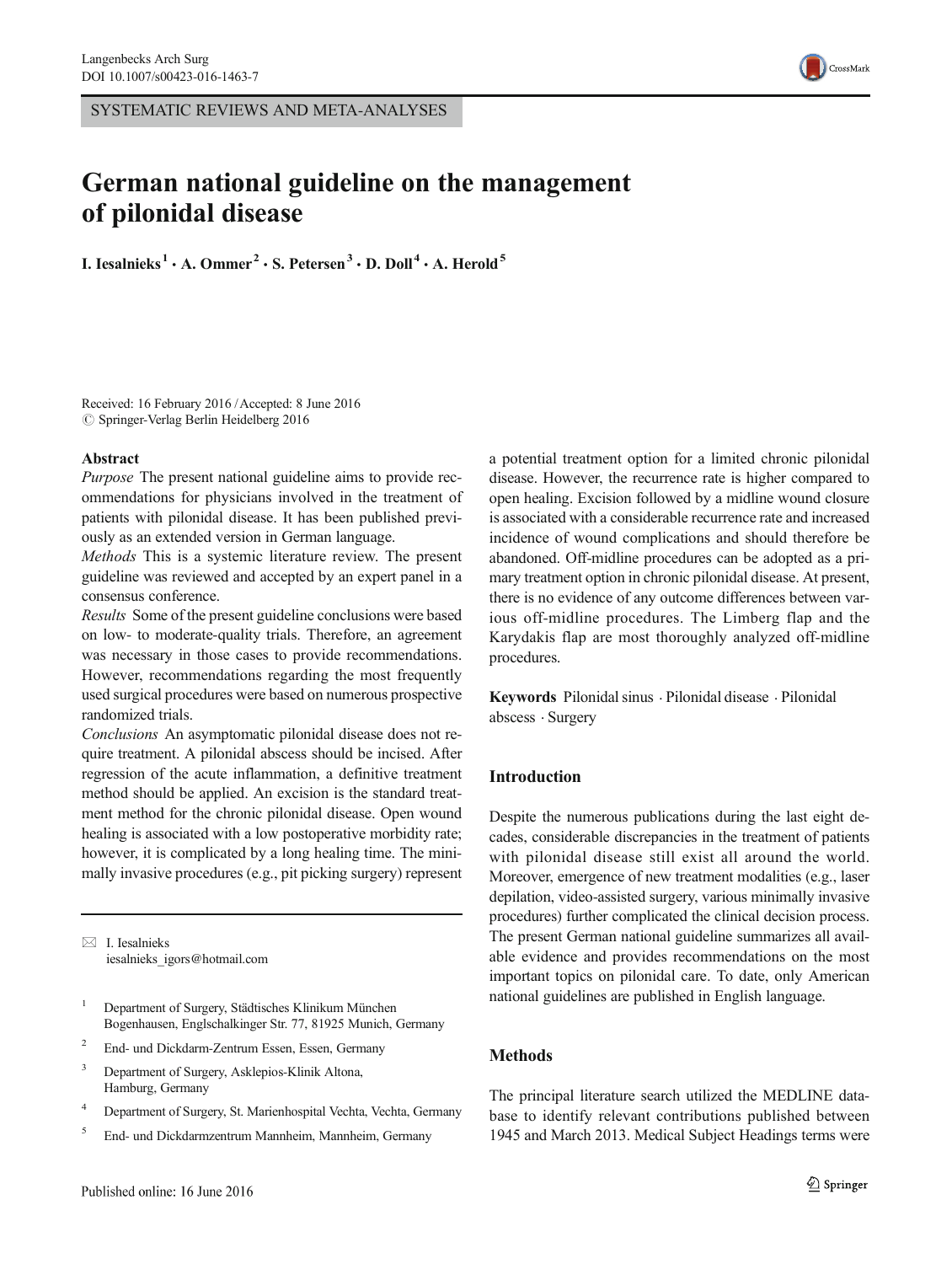SYSTEMATIC REVIEWS AND META-ANALYSES

# German national guideline on the management of pilonidal disease

**I. Iesalnieks[1] · A. Ommer[2] · S. Petersen[3] · D. Doll[4] · A. Herold[5]**

Received: 16 February 2016 / Accepted: 8 June 2016
© Springer-Verlag Berlin Heidelberg 2016

## Abstract

*Purpose* The present national guideline aims to provide recommendations for physicians involved in the treatment of patients with pilonidal disease. It has been published previously as an extended version in German language.

*Methods* This is a systemic literature review. The present guideline was reviewed and accepted by an expert panel in a consensus conference.

*Results* Some of the present guideline conclusions were based on low- to moderate-quality trials. Therefore, an agreement was necessary in those cases to provide recommendations. However, recommendations regarding the most frequently used surgical procedures were based on numerous prospective randomized trials.

*Conclusions* An asymptomatic pilonidal disease does not require treatment. A pilonidal abscess should be incised. After regression of the acute inflammation, a definitive treatment method should be applied. An excision is the standard treatment method for the chronic pilonidal disease. Open wound healing is associated with a low postoperative morbidity rate; however, it is complicated by a long healing time. The minimally invasive procedures (e.g., pit picking surgery) represent a potential treatment option for a limited chronic pilonidal disease. However, the recurrence rate is higher compared to open healing. Excision followed by a midline wound closure is associated with a considerable recurrence rate and increased incidence of wound complications and should therefore be abandoned. Off-midline procedures can be adopted as a primary treatment option in chronic pilonidal disease. At present, there is no evidence of any outcome differences between various off-midline procedures. The Limberg flap and the Karydakis flap are most thoroughly analyzed off-midline procedures.

**Keywords** Pilonidal sinus · Pilonidal disease · Pilonidal abscess · Surgery

✉ I. Iesalnieks
iesalnieks_igors@hotmail.com

[1] Department of Surgery, Städtisches Klinikum München Bogenhausen, Englschalkinger Str. 77, 81925 Munich, Germany

[2] End- und Dickdarm-Zentrum Essen, Essen, Germany

[3] Department of Surgery, Asklepios-Klinik Altona, Hamburg, Germany

[4] Department of Surgery, St. Marienhospital Vechta, Vechta, Germany

[5] End- und Dickdarmzentrum Mannheim, Mannheim, Germany

## Introduction

Despite the numerous publications during the last eight decades, considerable discrepancies in the treatment of patients with pilonidal disease still exist all around the world. Moreover, emergence of new treatment modalities (e.g., laser depilation, video-assisted surgery, various minimally invasive procedures) further complicated the clinical decision process. The present German national guideline summarizes all available evidence and provides recommendations on the most important topics on pilonidal care. To date, only American national guidelines are published in English language.

## Methods

The principal literature search utilized the MEDLINE database to identify relevant contributions published between 1945 and March 2013. Medical Subject Headings terms were

Published online: 16 June 2016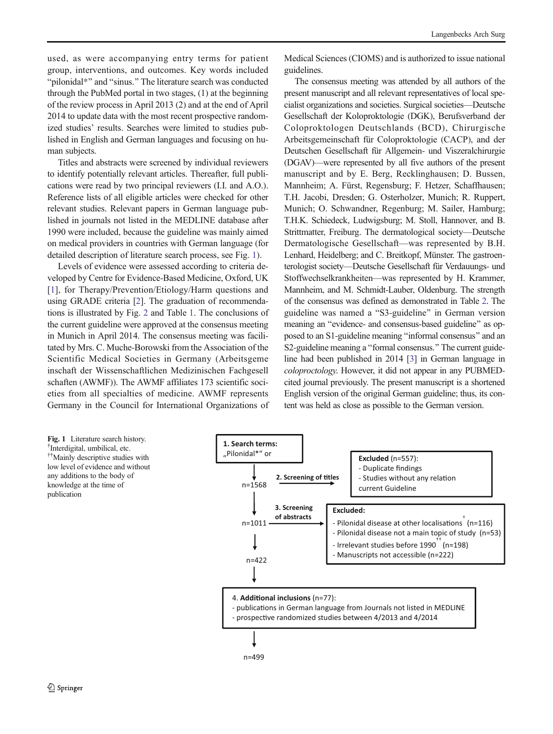used, as were accompanying entry terms for patient group, interventions, and outcomes. Key words included "pilonidal*" and "sinus." The literature search was conducted through the PubMed portal in two stages, (1) at the beginning of the review process in April 2013 (2) and at the end of April 2014 to update data with the most recent prospective randomized studies' results. Searches were limited to studies published in English and German languages and focusing on human subjects.

Titles and abstracts were screened by individual reviewers to identify potentially relevant articles. Thereafter, full publications were read by two principal reviewers (I.I. and A.O.). Reference lists of all eligible articles were checked for other relevant studies. Relevant papers in German language published in journals not listed in the MEDLINE database after 1990 were included, because the guideline was mainly aimed on medical providers in countries with German language (for detailed description of literature search process, see Fig. 1).

Levels of evidence were assessed according to criteria developed by Centre for Evidence-Based Medicine, Oxford, UK [1], for Therapy/Prevention/Etiology/Harm questions and using GRADE criteria [2]. The graduation of recommendations is illustrated by Fig. 2 and Table 1. The conclusions of the current guideline were approved at the consensus meeting in Munich in April 2014. The consensus meeting was facilitated by Mrs. C. Muche-Borowski from the Association of the Scientific Medical Societies in Germany (Arbeitsgemeinschaft der Wissenschaftlichen Medizinischen Fachgesellschaften (AWMF)). The AWMF affiliates 173 scientific societies from all specialties of medicine. AWMF represents Germany in the Council for International Organizations of Medical Sciences (CIOMS) and is authorized to issue national guidelines.

The consensus meeting was attended by all authors of the present manuscript and all relevant representatives of local specialist organizations and societies. Surgical societies—Deutsche Gesellschaft der Koloproktologie (DGK), Berufsverband der Coloproktologen Deutschlands (BCD), Chirurgische Arbeitsgemeinschaft für Coloproktologie (CACP), and der Deutschen Gesellschaft für Allgemein- und Viszeralchirurgie (DGAV)—were represented by all five authors of the present manuscript and by E. Berg, Recklinghausen; D. Bussen, Mannheim; A. Fürst, Regensburg; F. Hetzer, Schaffhausen; T.H. Jacobi, Dresden; G. Osterholzer, Munich; R. Ruppert, Munich; O. Schwandner, Regenburg; M. Sailer, Hamburg; T.H.K. Schiedeck, Ludwigsburg; M. Stoll, Hannover, and B. Strittmatter, Freiburg. The dermatological society—Deutsche Dermatologische Gesellschaft—was represented by B.H. Lenhard, Heidelberg; and C. Breitkopf, Münster. The gastroenterologist society—Deutsche Gesellschaft für Verdauungs- und Stoffwechselkrankheiten—was represented by H. Krammer, Mannheim, and M. Schmidt-Lauber, Oldenburg. The strength of the consensus was defined as demonstrated in Table 2. The guideline was named a "S3-guideline" in German version meaning an "evidence- and consensus-based guideline" as opposed to an S1-guideline meaning "informal consensus" and an S2-guideline meaning a "formal consensus." The current guideline had been published in 2014 [3] in German language in *coloproctology*. However, it did not appear in any PUBMED-cited journal previously. The present manuscript is a shortened English version of the original German guideline; thus, its content was held as close as possible to the German version.

1. **Search terms:** „Pilonidal*" or

n=1568

2. **Screening of titles** → **Excluded** (n=557):
- Duplicate findings
- Studies without any relation current Guideline

n=1011

3. **Screening of abstracts** → **Excluded:**
- Pilonidal disease at other localisations[†] (n=116)
- Pilonidal disease not a main topic of study (n=53)
- Irrelevant studies before 1990[††] (n=198)
- Manuscripts not accessible (n=222)

n=422

4. **Additional inclusions** (n=77):
- publications in German language from Journals not listed in MEDLINE
- prospective randomized studies between 4/2013 and 4/2014

n=499

**Fig. 1** Literature search history. [†]Interdigital, umbilical, etc. [††]Mainly descriptive studies with low level of evidence and without any additions to the body of knowledge at the time of publication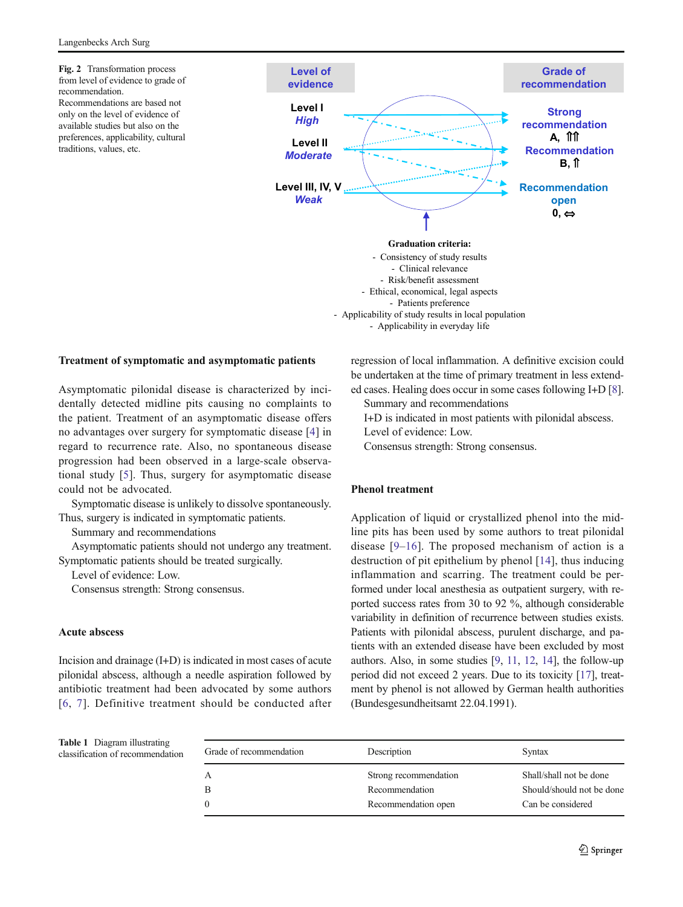**Fig. 2** Transformation process from level of evidence to grade of recommendation. Recommendations are based not only on the level of evidence of available studies but also on the preferences, applicability, cultural traditions, values, etc.

| Level of evidence | Grade of recommendation |
| --- | --- |
| Level I *High* | Strong recommendation A, ⇈ |
| Level II *Moderate* | Recommendation B, ⇑ |
| Level III, IV, V *Weak* | Recommendation open 0, ⇔ |

**Graduation criteria:**

- Consistency of study results
- Clinical relevance
- Risk/benefit assessment
- Ethical, economical, legal aspects
- Patients preference
- Applicability of study results in local population
- Applicability in everyday life

### Treatment of symptomatic and asymptomatic patients

Asymptomatic pilonidal disease is characterized by incidentally detected midline pits causing no complaints to the patient. Treatment of an asymptomatic disease offers no advantages over surgery for symptomatic disease [4] in regard to recurrence rate. Also, no spontaneous disease progression had been observed in a large-scale observational study [5]. Thus, surgery for asymptomatic disease could not be advocated.

Symptomatic disease is unlikely to dissolve spontaneously. Thus, surgery is indicated in symptomatic patients.

Summary and recommendations

Asymptomatic patients should not undergo any treatment. Symptomatic patients should be treated surgically.

Level of evidence: Low.

Consensus strength: Strong consensus.

### Acute abscess

Incision and drainage (I+D) is indicated in most cases of acute pilonidal abscess, although a needle aspiration followed by antibiotic treatment had been advocated by some authors [6, 7]. Definitive treatment should be conducted after regression of local inflammation. A definitive excision could be undertaken at the time of primary treatment in less extended cases. Healing does occur in some cases following I+D [8].

Summary and recommendations

I+D is indicated in most patients with pilonidal abscess.

Level of evidence: Low.

Consensus strength: Strong consensus.

### Phenol treatment

Application of liquid or crystallized phenol into the midline pits has been used by some authors to treat pilonidal disease [9–16]. The proposed mechanism of action is a destruction of pit epithelium by phenol [14], thus inducing inflammation and scarring. The treatment could be performed under local anesthesia as outpatient surgery, with reported success rates from 30 to 92 %, although considerable variability in definition of recurrence between studies exists. Patients with pilonidal abscess, purulent discharge, and patients with an extended disease have been excluded by most authors. Also, in some studies [9, 11, 12, 14], the follow-up period did not exceed 2 years. Due to its toxicity [17], treatment by phenol is not allowed by German health authorities (Bundesgesundheitsamt 22.04.1991).

**Table 1** Diagram illustrating classification of recommendation

| Grade of recommendation | Description | Syntax |
| --- | --- | --- |
| A | Strong recommendation | Shall/shall not be done |
| B | Recommendation | Should/should not be done |
| 0 | Recommendation open | Can be considered |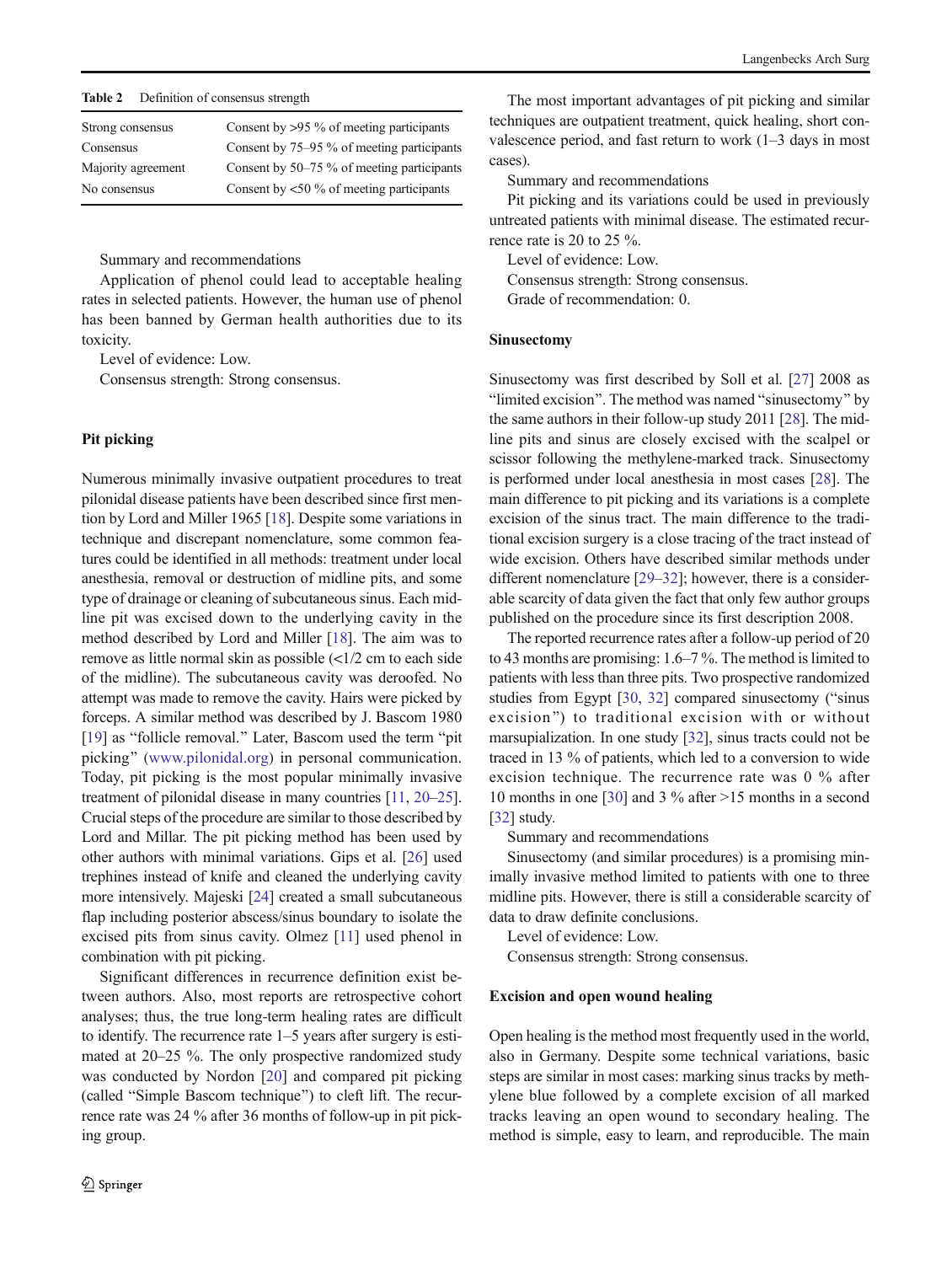**Table 2** Definition of consensus strength

| | |
|---|---|
| Strong consensus | Consent by >95 % of meeting participants |
| Consensus | Consent by 75–95 % of meeting participants |
| Majority agreement | Consent by 50–75 % of meeting participants |
| No consensus | Consent by <50 % of meeting participants |

Summary and recommendations

Application of phenol could lead to acceptable healing rates in selected patients. However, the human use of phenol has been banned by German health authorities due to its toxicity.

Level of evidence: Low.

Consensus strength: Strong consensus.

## Pit picking

Numerous minimally invasive outpatient procedures to treat pilonidal disease patients have been described since first mention by Lord and Miller 1965 [18]. Despite some variations in technique and discrepant nomenclature, some common features could be identified in all methods: treatment under local anesthesia, removal or destruction of midline pits, and some type of drainage or cleaning of subcutaneous sinus. Each midline pit was excised down to the underlying cavity in the method described by Lord and Miller [18]. The aim was to remove as little normal skin as possible (<1/2 cm to each side of the midline). The subcutaneous cavity was deroofed. No attempt was made to remove the cavity. Hairs were picked by forceps. A similar method was described by J. Bascom 1980 [19] as "follicle removal." Later, Bascom used the term "pit picking" (www.pilonidal.org) in personal communication. Today, pit picking is the most popular minimally invasive treatment of pilonidal disease in many countries [11, 20–25]. Crucial steps of the procedure are similar to those described by Lord and Millar. The pit picking method has been used by other authors with minimal variations. Gips et al. [26] used trephines instead of knife and cleaned the underlying cavity more intensively. Majeski [24] created a small subcutaneous flap including posterior abscess/sinus boundary to isolate the excised pits from sinus cavity. Olmez [11] used phenol in combination with pit picking.

Significant differences in recurrence definition exist between authors. Also, most reports are retrospective cohort analyses; thus, the true long-term healing rates are difficult to identify. The recurrence rate 1–5 years after surgery is estimated at 20–25 %. The only prospective randomized study was conducted by Nordon [20] and compared pit picking (called "Simple Bascom technique") to cleft lift. The recurrence rate was 24 % after 36 months of follow-up in pit picking group.

The most important advantages of pit picking and similar techniques are outpatient treatment, quick healing, short convalescence period, and fast return to work (1–3 days in most cases).

Summary and recommendations

Pit picking and its variations could be used in previously untreated patients with minimal disease. The estimated recurrence rate is 20 to 25 %.

Level of evidence: Low.

Consensus strength: Strong consensus.

Grade of recommendation: 0.

## Sinusectomy

Sinusectomy was first described by Soll et al. [27] 2008 as "limited excision". The method was named "sinusectomy" by the same authors in their follow-up study 2011 [28]. The midline pits and sinus are closely excised with the scalpel or scissor following the methylene-marked track. Sinusectomy is performed under local anesthesia in most cases [28]. The main difference to pit picking and its variations is a complete excision of the sinus tract. The main difference to the traditional excision surgery is a close tracing of the tract instead of wide excision. Others have described similar methods under different nomenclature [29–32]; however, there is a considerable scarcity of data given the fact that only few author groups published on the procedure since its first description 2008.

The reported recurrence rates after a follow-up period of 20 to 43 months are promising: 1.6–7 %. The method is limited to patients with less than three pits. Two prospective randomized studies from Egypt [30, 32] compared sinusectomy ("sinus excision") to traditional excision with or without marsupialization. In one study [32], sinus tracts could not be traced in 13 % of patients, which led to a conversion to wide excision technique. The recurrence rate was 0 % after 10 months in one [30] and 3 % after >15 months in a second [32] study.

Summary and recommendations

Sinusectomy (and similar procedures) is a promising minimally invasive method limited to patients with one to three midline pits. However, there is still a considerable scarcity of data to draw definite conclusions.

Level of evidence: Low.

Consensus strength: Strong consensus.

## Excision and open wound healing

Open healing is the method most frequently used in the world, also in Germany. Despite some technical variations, basic steps are similar in most cases: marking sinus tracks by methylene blue followed by a complete excision of all marked tracks leaving an open wound to secondary healing. The method is simple, easy to learn, and reproducible. The main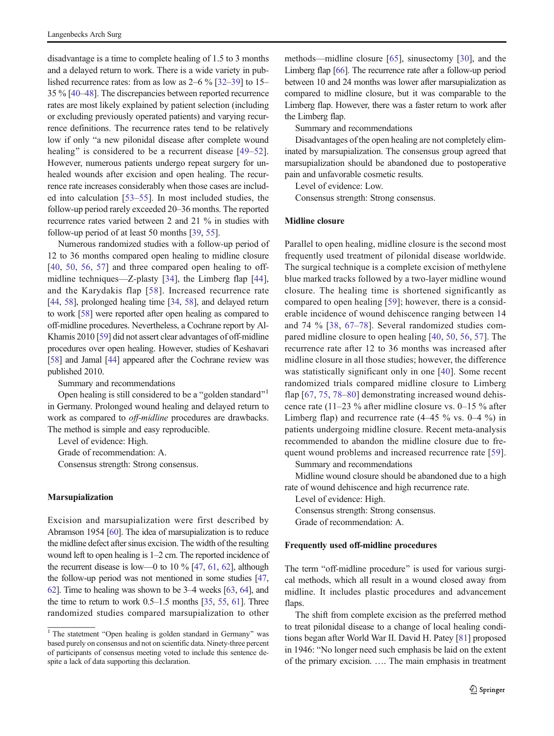disadvantage is a time to complete healing of 1.5 to 3 months and a delayed return to work. There is a wide variety in published recurrence rates: from as low as 2–6 % [32–39] to 15–35 % [40–48]. The discrepancies between reported recurrence rates are most likely explained by patient selection (including or excluding previously operated patients) and varying recurrence definitions. The recurrence rates tend to be relatively low if only "a new pilonidal disease after complete wound healing" is considered to be a recurrent disease [49–52]. However, numerous patients undergo repeat surgery for unhealed wounds after excision and open healing. The recurrence rate increases considerably when those cases are included into calculation [53–55]. In most included studies, the follow-up period rarely exceeded 20–36 months. The reported recurrence rates varied between 2 and 21 % in studies with follow-up period of at least 50 months [39, 55].

Numerous randomized studies with a follow-up period of 12 to 36 months compared open healing to midline closure [40, 50, 56, 57] and three compared open healing to off-midline techniques—Z-plasty [34], the Limberg flap [44], and the Karydakis flap [58]. Increased recurrence rate [44, 58], prolonged healing time [34, 58], and delayed return to work [58] were reported after open healing as compared to off-midline procedures. Nevertheless, a Cochrane report by Al-Khamis 2010 [59] did not assert clear advantages of off-midline procedures over open healing. However, studies of Keshavari [58] and Jamal [44] appeared after the Cochrane review was published 2010.

Summary and recommendations

Open healing is still considered to be a "golden standard"[1] in Germany. Prolonged wound healing and delayed return to work as compared to *off-midline* procedures are drawbacks. The method is simple and easy reproducible.

Level of evidence: High.

Grade of recommendation: A.

Consensus strength: Strong consensus.

### Marsupialization

Excision and marsupialization were first described by Abramson 1954 [60]. The idea of marsupialization is to reduce the midline defect after sinus excision. The width of the resulting wound left to open healing is 1–2 cm. The reported incidence of the recurrent disease is low—0 to 10 % [47, 61, 62], although the follow-up period was not mentioned in some studies [47, 62]. Time to healing was shown to be 3–4 weeks [63, 64], and the time to return to work 0.5–1.5 months [35, 55, 61]. Three randomized studies compared marsupialization to other methods—midline closure [65], sinusectomy [30], and the Limberg flap [66]. The recurrence rate after a follow-up period between 10 and 24 months was lower after marsupialization as compared to midline closure, but it was comparable to the Limberg flap. However, there was a faster return to work after the Limberg flap.

Summary and recommendations

Disadvantages of the open healing are not completely eliminated by marsupialization. The consensus group agreed that marsupialization should be abandoned due to postoperative pain and unfavorable cosmetic results.

Level of evidence: Low.

Consensus strength: Strong consensus.

### Midline closure

Parallel to open healing, midline closure is the second most frequently used treatment of pilonidal disease worldwide. The surgical technique is a complete excision of methylene blue marked tracks followed by a two-layer midline wound closure. The healing time is shortened significantly as compared to open healing [59]; however, there is a considerable incidence of wound dehiscence ranging between 14 and 74 % [38, 67–78]. Several randomized studies compared midline closure to open healing [40, 50, 56, 57]. The recurrence rate after 12 to 36 months was increased after midline closure in all those studies; however, the difference was statistically significant only in one [40]. Some recent randomized trials compared midline closure to Limberg flap [67, 75, 78–80] demonstrating increased wound dehiscence rate (11–23 % after midline closure vs. 0–15 % after Limberg flap) and recurrence rate (4–45 % vs. 0–4 %) in patients undergoing midline closure. Recent meta-analysis recommended to abandon the midline closure due to frequent wound problems and increased recurrence rate [59].

Summary and recommendations

Midline wound closure should be abandoned due to a high rate of wound dehiscence and high recurrence rate.

Level of evidence: High.

Consensus strength: Strong consensus.

Grade of recommendation: A.

### Frequently used off-midline procedures

The term "off-midline procedure" is used for various surgical methods, which all result in a wound closed away from midline. It includes plastic procedures and advancement flaps.

The shift from complete excision as the preferred method to treat pilonidal disease to a change of local healing conditions began after World War II. David H. Patey [81] proposed in 1946: "No longer need such emphasis be laid on the extent of the primary excision. …. The main emphasis in treatment

[1] The statetment "Open healing is golden standard in Germany" was based purely on consensus and not on scientific data. Ninety-three percent of participants of consensus meeting voted to include this sentence despite a lack of data supporting this declaration.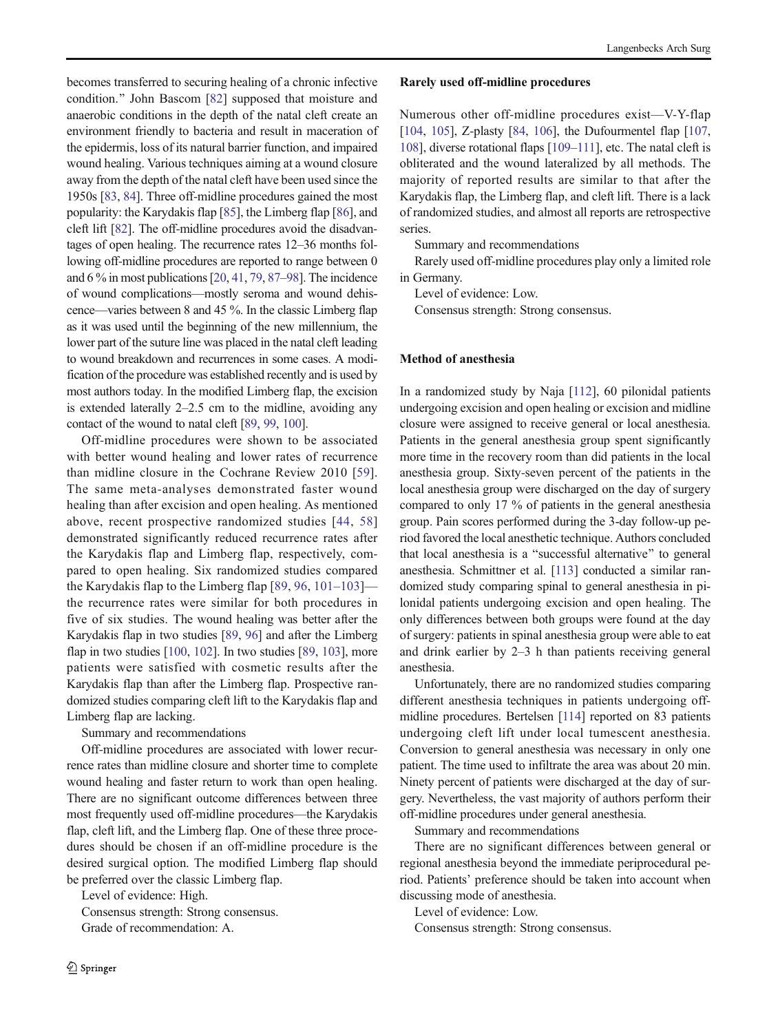becomes transferred to securing healing of a chronic infective condition." John Bascom [82] supposed that moisture and anaerobic conditions in the depth of the natal cleft create an environment friendly to bacteria and result in maceration of the epidermis, loss of its natural barrier function, and impaired wound healing. Various techniques aiming at a wound closure away from the depth of the natal cleft have been used since the 1950s [83, 84]. Three off-midline procedures gained the most popularity: the Karydakis flap [85], the Limberg flap [86], and cleft lift [82]. The off-midline procedures avoid the disadvantages of open healing. The recurrence rates 12–36 months following off-midline procedures are reported to range between 0 and 6 % in most publications [20, 41, 79, 87–98]. The incidence of wound complications—mostly seroma and wound dehiscence—varies between 8 and 45 %. In the classic Limberg flap as it was used until the beginning of the new millennium, the lower part of the suture line was placed in the natal cleft leading to wound breakdown and recurrences in some cases. A modification of the procedure was established recently and is used by most authors today. In the modified Limberg flap, the excision is extended laterally 2–2.5 cm to the midline, avoiding any contact of the wound to natal cleft [89, 99, 100].

Off-midline procedures were shown to be associated with better wound healing and lower rates of recurrence than midline closure in the Cochrane Review 2010 [59]. The same meta-analyses demonstrated faster wound healing than after excision and open healing. As mentioned above, recent prospective randomized studies [44, 58] demonstrated significantly reduced recurrence rates after the Karydakis flap and Limberg flap, respectively, compared to open healing. Six randomized studies compared the Karydakis flap to the Limberg flap [89, 96, 101–103]—the recurrence rates were similar for both procedures in five of six studies. The wound healing was better after the Karydakis flap in two studies [89, 96] and after the Limberg flap in two studies [100, 102]. In two studies [89, 103], more patients were satisfied with cosmetic results after the Karydakis flap than after the Limberg flap. Prospective randomized studies comparing cleft lift to the Karydakis flap and Limberg flap are lacking.

Summary and recommendations

Off-midline procedures are associated with lower recurrence rates than midline closure and shorter time to complete wound healing and faster return to work than open healing. There are no significant outcome differences between three most frequently used off-midline procedures—the Karydakis flap, cleft lift, and the Limberg flap. One of these three procedures should be chosen if an off-midline procedure is the desired surgical option. The modified Limberg flap should be preferred over the classic Limberg flap.

Level of evidence: High.

Consensus strength: Strong consensus.

Grade of recommendation: A.

### Rarely used off-midline procedures

Numerous other off-midline procedures exist—V-Y-flap [104, 105], Z-plasty [84, 106], the Dufourmentel flap [107, 108], diverse rotational flaps [109–111], etc. The natal cleft is obliterated and the wound lateralized by all methods. The majority of reported results are similar to that after the Karydakis flap, the Limberg flap, and cleft lift. There is a lack of randomized studies, and almost all reports are retrospective series.

Summary and recommendations

Rarely used off-midline procedures play only a limited role in Germany.

Level of evidence: Low.

Consensus strength: Strong consensus.

### Method of anesthesia

In a randomized study by Naja [112], 60 pilonidal patients undergoing excision and open healing or excision and midline closure were assigned to receive general or local anesthesia. Patients in the general anesthesia group spent significantly more time in the recovery room than did patients in the local anesthesia group. Sixty-seven percent of the patients in the local anesthesia group were discharged on the day of surgery compared to only 17 % of patients in the general anesthesia group. Pain scores performed during the 3-day follow-up period favored the local anesthetic technique. Authors concluded that local anesthesia is a "successful alternative" to general anesthesia. Schmittner et al. [113] conducted a similar randomized study comparing spinal to general anesthesia in pilonidal patients undergoing excision and open healing. The only differences between both groups were found at the day of surgery: patients in spinal anesthesia group were able to eat and drink earlier by 2–3 h than patients receiving general anesthesia.

Unfortunately, there are no randomized studies comparing different anesthesia techniques in patients undergoing off-midline procedures. Bertelsen [114] reported on 83 patients undergoing cleft lift under local tumescent anesthesia. Conversion to general anesthesia was necessary in only one patient. The time used to infiltrate the area was about 20 min. Ninety percent of patients were discharged at the day of surgery. Nevertheless, the vast majority of authors perform their off-midline procedures under general anesthesia.

Summary and recommendations

There are no significant differences between general or regional anesthesia beyond the immediate periprocedural period. Patients' preference should be taken into account when discussing mode of anesthesia.

Level of evidence: Low.

Consensus strength: Strong consensus.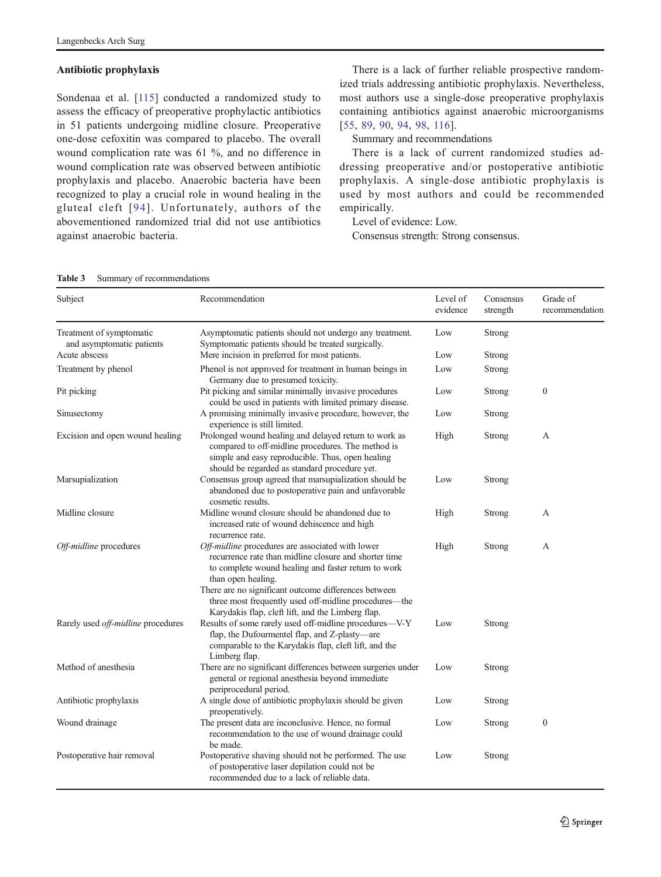### Antibiotic prophylaxis

Sondenaa et al. [115] conducted a randomized study to assess the efficacy of preoperative prophylactic antibiotics in 51 patients undergoing midline closure. Preoperative one-dose cefoxitin was compared to placebo. The overall wound complication rate was 61 %, and no difference in wound complication rate was observed between antibiotic prophylaxis and placebo. Anaerobic bacteria have been recognized to play a crucial role in wound healing in the gluteal cleft [94]. Unfortunately, authors of the abovementioned randomized trial did not use antibiotics against anaerobic bacteria.

There is a lack of further reliable prospective randomized trials addressing antibiotic prophylaxis. Nevertheless, most authors use a single-dose preoperative prophylaxis containing antibiotics against anaerobic microorganisms [55, 89, 90, 94, 98, 116].

Summary and recommendations

There is a lack of current randomized studies addressing preoperative and/or postoperative antibiotic prophylaxis. A single-dose antibiotic prophylaxis is used by most authors and could be recommended empirically.

Level of evidence: Low.

Consensus strength: Strong consensus.

**Table 3** Summary of recommendations

| Subject | Recommendation | Level of evidence | Consensus strength | Grade of recommendation |
|---|---|---|---|---|
| Treatment of symptomatic and asymptomatic patients | Asymptomatic patients should not undergo any treatment. Symptomatic patients should be treated surgically. | Low | Strong | |
| Acute abscess | Mere incision in preferred for most patients. | Low | Strong | |
| Treatment by phenol | Phenol is not approved for treatment in human beings in Germany due to presumed toxicity. | Low | Strong | |
| Pit picking | Pit picking and similar minimally invasive procedures could be used in patients with limited primary disease. | Low | Strong | 0 |
| Sinusectomy | A promising minimally invasive procedure, however, the experience is still limited. | Low | Strong | |
| Excision and open wound healing | Prolonged wound healing and delayed return to work as compared to off-midline procedures. The method is simple and easy reproducible. Thus, open healing should be regarded as standard procedure yet. | High | Strong | A |
| Marsupialization | Consensus group agreed that marsupialization should be abandoned due to postoperative pain and unfavorable cosmetic results. | Low | Strong | |
| Midline closure | Midline wound closure should be abandoned due to increased rate of wound dehiscence and high recurrence rate. | High | Strong | A |
| *Off-midline* procedures | *Off-midline* procedures are associated with lower recurrence rate than midline closure and shorter time to complete wound healing and faster return to work than open healing. There are no significant outcome differences between three most frequently used off-midline procedures—the Karydakis flap, cleft lift, and the Limberg flap. | High | Strong | A |
| Rarely used *off-midline* procedures | Results of some rarely used off-midline procedures—V-Y flap, the Dufourmentel flap, and Z-plasty—are comparable to the Karydakis flap, cleft lift, and the Limberg flap. | Low | Strong | |
| Method of anesthesia | There are no significant differences between surgeries under general or regional anesthesia beyond immediate periprocedural period. | Low | Strong | |
| Antibiotic prophylaxis | A single dose of antibiotic prophylaxis should be given preoperatively. | Low | Strong | |
| Wound drainage | The present data are inconclusive. Hence, no formal recommendation to the use of wound drainage could be made. | Low | Strong | 0 |
| Postoperative hair removal | Postoperative shaving should not be performed. The use of postoperative laser depilation could not be recommended due to a lack of reliable data. | Low | Strong | |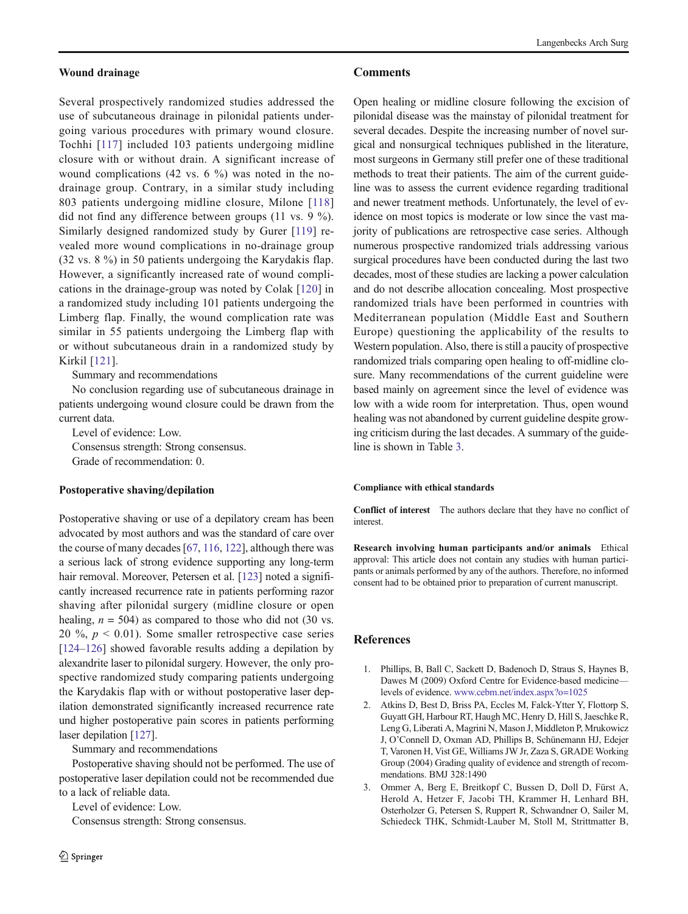### Wound drainage

Several prospectively randomized studies addressed the use of subcutaneous drainage in pilonidal patients undergoing various procedures with primary wound closure. Tochhi [117] included 103 patients undergoing midline closure with or without drain. A significant increase of wound complications (42 vs. 6 %) was noted in the no-drainage group. Contrary, in a similar study including 803 patients undergoing midline closure, Milone [118] did not find any difference between groups (11 vs. 9 %). Similarly designed randomized study by Gurer [119] revealed more wound complications in no-drainage group (32 vs. 8 %) in 50 patients undergoing the Karydakis flap. However, a significantly increased rate of wound complications in the drainage-group was noted by Colak [120] in a randomized study including 101 patients undergoing the Limberg flap. Finally, the wound complication rate was similar in 55 patients undergoing the Limberg flap with or without subcutaneous drain in a randomized study by Kirkil [121].

Summary and recommendations

No conclusion regarding use of subcutaneous drainage in patients undergoing wound closure could be drawn from the current data.

Level of evidence: Low.

Consensus strength: Strong consensus.

Grade of recommendation: 0.

### Postoperative shaving/depilation

Postoperative shaving or use of a depilatory cream has been advocated by most authors and was the standard of care over the course of many decades [67, 116, 122], although there was a serious lack of strong evidence supporting any long-term hair removal. Moreover, Petersen et al. [123] noted a significantly increased recurrence rate in patients performing razor shaving after pilonidal surgery (midline closure or open healing, $n = 504$) as compared to those who did not (30 vs. 20 %, $p < 0.01$). Some smaller retrospective case series [124–126] showed favorable results adding a depilation by alexandrite laser to pilonidal surgery. However, the only prospective randomized study comparing patients undergoing the Karydakis flap with or without postoperative laser depilation demonstrated significantly increased recurrence rate und higher postoperative pain scores in patients performing laser depilation [127].

Summary and recommendations

Postoperative shaving should not be performed. The use of postoperative laser depilation could not be recommended due to a lack of reliable data.

Level of evidence: Low.

Consensus strength: Strong consensus.

## Comments

Open healing or midline closure following the excision of pilonidal disease was the mainstay of pilonidal treatment for several decades. Despite the increasing number of novel surgical and nonsurgical techniques published in the literature, most surgeons in Germany still prefer one of these traditional methods to treat their patients. The aim of the current guideline was to assess the current evidence regarding traditional and newer treatment methods. Unfortunately, the level of evidence on most topics is moderate or low since the vast majority of publications are retrospective case series. Although numerous prospective randomized trials addressing various surgical procedures have been conducted during the last two decades, most of these studies are lacking a power calculation and do not describe allocation concealing. Most prospective randomized trials have been performed in countries with Mediterranean population (Middle East and Southern Europe) questioning the applicability of the results to Western population. Also, there is still a paucity of prospective randomized trials comparing open healing to off-midline closure. Many recommendations of the current guideline were based mainly on agreement since the level of evidence was low with a wide room for interpretation. Thus, open wound healing was not abandoned by current guideline despite growing criticism during the last decades. A summary of the guideline is shown in Table 3.

**Compliance with ethical standards**

**Conflict of interest** The authors declare that they have no conflict of interest.

**Research involving human participants and/or animals** Ethical approval: This article does not contain any studies with human participants or animals performed by any of the authors. Therefore, no informed consent had to be obtained prior to preparation of current manuscript.

## References

1. Phillips, B, Ball C, Sackett D, Badenoch D, Straus S, Haynes B, Dawes M (2009) Oxford Centre for Evidence-based medicine—levels of evidence. www.cebm.net/index.aspx?o=1025
2. Atkins D, Best D, Briss PA, Eccles M, Falck-Ytter Y, Flottorp S, Guyatt GH, Harbour RT, Haugh MC, Henry D, Hill S, Jaeschke R, Leng G, Liberati A, Magrini N, Mason J, Middleton P, Mrukowicz J, O'Connell D, Oxman AD, Phillips B, Schünemann HJ, Edejer T, Varonen H, Vist GE, Williams JW Jr, Zaza S, GRADE Working Group (2004) Grading quality of evidence and strength of recommendations. BMJ 328:1490
3. Ommer A, Berg E, Breitkopf C, Bussen D, Doll D, Fürst A, Herold A, Hetzer F, Jacobi TH, Krammer H, Lenhard BH, Osterholzer G, Petersen S, Ruppert R, Schwandner O, Sailer M, Schiedeck THK, Schmidt-Lauber M, Stoll M, Strittmatter B,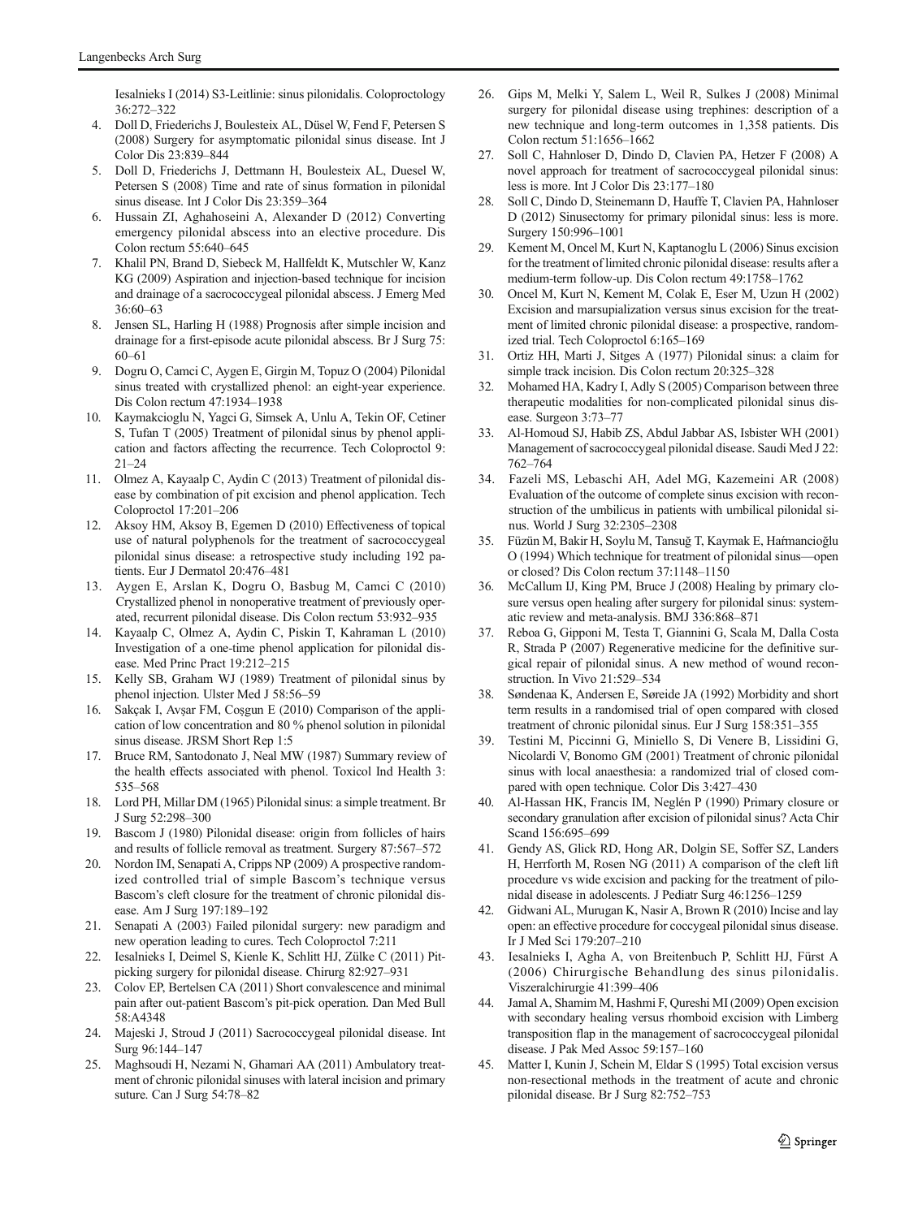Iesalnieks I (2014) S3-Leitlinie: sinus pilonidalis. Coloproctology 36:272–322

4. Doll D, Friederichs J, Boulesteix AL, Düsel W, Fend F, Petersen S (2008) Surgery for asymptomatic pilonidal sinus disease. Int J Color Dis 23:839–844
5. Doll D, Friederichs J, Dettmann H, Boulesteix AL, Duesel W, Petersen S (2008) Time and rate of sinus formation in pilonidal sinus disease. Int J Color Dis 23:359–364
6. Hussain ZI, Aghahoseini A, Alexander D (2012) Converting emergency pilonidal abscess into an elective procedure. Dis Colon rectum 55:640–645
7. Khalil PN, Brand D, Siebeck M, Hallfeldt K, Mutschler W, Kanz KG (2009) Aspiration and injection-based technique for incision and drainage of a sacrococcygeal pilonidal abscess. J Emerg Med 36:60–63
8. Jensen SL, Harling H (1988) Prognosis after simple incision and drainage for a first-episode acute pilonidal abscess. Br J Surg 75: 60–61
9. Dogru O, Camci C, Aygen E, Girgin M, Topuz O (2004) Pilonidal sinus treated with crystallized phenol: an eight-year experience. Dis Colon rectum 47:1934–1938
10. Kaymakcioglu N, Yagci G, Simsek A, Unlu A, Tekin OF, Cetiner S, Tufan T (2005) Treatment of pilonidal sinus by phenol application and factors affecting the recurrence. Tech Coloproctol 9: 21–24
11. Olmez A, Kayaalp C, Aydin C (2013) Treatment of pilonidal disease by combination of pit excision and phenol application. Tech Coloproctol 17:201–206
12. Aksoy HM, Aksoy B, Egemen D (2010) Effectiveness of topical use of natural polyphenols for the treatment of sacrococcygeal pilonidal sinus disease: a retrospective study including 192 patients. Eur J Dermatol 20:476–481
13. Aygen E, Arslan K, Dogru O, Basbug M, Camci C (2010) Crystallized phenol in nonoperative treatment of previously operated, recurrent pilonidal disease. Dis Colon rectum 53:932–935
14. Kayaalp C, Olmez A, Aydin C, Piskin T, Kahraman L (2010) Investigation of a one-time phenol application for pilonidal disease. Med Princ Pract 19:212–215
15. Kelly SB, Graham WJ (1989) Treatment of pilonidal sinus by phenol injection. Ulster Med J 58:56–59
16. Sakçak I, Avşar FM, Coşgun E (2010) Comparison of the application of low concentration and 80 % phenol solution in pilonidal sinus disease. JRSM Short Rep 1:5
17. Bruce RM, Santodonato J, Neal MW (1987) Summary review of the health effects associated with phenol. Toxicol Ind Health 3: 535–568
18. Lord PH, Millar DM (1965) Pilonidal sinus: a simple treatment. Br J Surg 52:298–300
19. Bascom J (1980) Pilonidal disease: origin from follicles of hairs and results of follicle removal as treatment. Surgery 87:567–572
20. Nordon IM, Senapati A, Cripps NP (2009) A prospective randomized controlled trial of simple Bascom's technique versus Bascom's cleft closure for the treatment of chronic pilonidal disease. Am J Surg 197:189–192
21. Senapati A (2003) Failed pilonidal surgery: new paradigm and new operation leading to cures. Tech Coloproctol 7:211
22. Iesalnieks I, Deimel S, Kienle K, Schlitt HJ, Zülke C (2011) Pit-picking surgery for pilonidal disease. Chirurg 82:927–931
23. Colov EP, Bertelsen CA (2011) Short convalescence and minimal pain after out-patient Bascom's pit-pick operation. Dan Med Bull 58:A4348
24. Majeski J, Stroud J (2011) Sacrococcygeal pilonidal disease. Int Surg 96:144–147
25. Maghsoudi H, Nezami N, Ghamari AA (2011) Ambulatory treatment of chronic pilonidal sinuses with lateral incision and primary suture. Can J Surg 54:78–82
26. Gips M, Melki Y, Salem L, Weil R, Sulkes J (2008) Minimal surgery for pilonidal disease using trephines: description of a new technique and long-term outcomes in 1,358 patients. Dis Colon rectum 51:1656–1662
27. Soll C, Hahnloser D, Dindo D, Clavien PA, Hetzer F (2008) A novel approach for treatment of sacrococcygeal pilonidal sinus: less is more. Int J Color Dis 23:177–180
28. Soll C, Dindo D, Steinemann D, Hauffe T, Clavien PA, Hahnloser D (2012) Sinusectomy for primary pilonidal sinus: less is more. Surgery 150:996–1001
29. Kement M, Oncel M, Kurt N, Kaptanoglu L (2006) Sinus excision for the treatment of limited chronic pilonidal disease: results after a medium-term follow-up. Dis Colon rectum 49:1758–1762
30. Oncel M, Kurt N, Kement M, Colak E, Eser M, Uzun H (2002) Excision and marsupialization versus sinus excision for the treatment of limited chronic pilonidal disease: a prospective, randomized trial. Tech Coloproctol 6:165–169
31. Ortiz HH, Marti J, Sitges A (1977) Pilonidal sinus: a claim for simple track incision. Dis Colon rectum 20:325–328
32. Mohamed HA, Kadry I, Adly S (2005) Comparison between three therapeutic modalities for non-complicated pilonidal sinus disease. Surgeon 3:73–77
33. Al-Homoud SJ, Habib ZS, Abdul Jabbar AS, Isbister WH (2001) Management of sacrococcygeal pilonidal disease. Saudi Med J 22: 762–764
34. Fazeli MS, Lebaschi AH, Adel MG, Kazemeini AR (2008) Evaluation of the outcome of complete sinus excision with reconstruction of the umbilicus in patients with umbilical pilonidal sinus. World J Surg 32:2305–2308
35. Füzün M, Bakir H, Soylu M, Tansuğ T, Kaymak E, Haŕmancioğlu O (1994) Which technique for treatment of pilonidal sinus—open or closed? Dis Colon rectum 37:1148–1150
36. McCallum IJ, King PM, Bruce J (2008) Healing by primary closure versus open healing after surgery for pilonidal sinus: systematic review and meta-analysis. BMJ 336:868–871
37. Reboa G, Gipponi M, Testa T, Giannini G, Scala M, Dalla Costa R, Strada P (2007) Regenerative medicine for the definitive surgical repair of pilonidal sinus. A new method of wound reconstruction. In Vivo 21:529–534
38. Søndenaa K, Andersen E, Søreide JA (1992) Morbidity and short term results in a randomised trial of open compared with closed treatment of chronic pilonidal sinus. Eur J Surg 158:351–355
39. Testini M, Piccinni G, Miniello S, Di Venere B, Lissidini G, Nicolardi V, Bonomo GM (2001) Treatment of chronic pilonidal sinus with local anaesthesia: a randomized trial of closed compared with open technique. Color Dis 3:427–430
40. Al-Hassan HK, Francis IM, Neglén P (1990) Primary closure or secondary granulation after excision of pilonidal sinus? Acta Chir Scand 156:695–699
41. Gendy AS, Glick RD, Hong AR, Dolgin SE, Soffer SZ, Landers H, Herrforth M, Rosen NG (2011) A comparison of the cleft lift procedure vs wide excision and packing for the treatment of pilonidal disease in adolescents. J Pediatr Surg 46:1256–1259
42. Gidwani AL, Murugan K, Nasir A, Brown R (2010) Incise and lay open: an effective procedure for coccygeal pilonidal sinus disease. Ir J Med Sci 179:207–210
43. Iesalnieks I, Agha A, von Breitenbuch P, Schlitt HJ, Fürst A (2006) Chirurgische Behandlung des sinus pilonidalis. Viszeralchirurgie 41:399–406
44. Jamal A, Shamim M, Hashmi F, Qureshi MI (2009) Open excision with secondary healing versus rhomboid excision with Limberg transposition flap in the management of sacrococcygeal pilonidal disease. J Pak Med Assoc 59:157–160
45. Matter I, Kunin J, Schein M, Eldar S (1995) Total excision versus non-resectional methods in the treatment of acute and chronic pilonidal disease. Br J Surg 82:752–753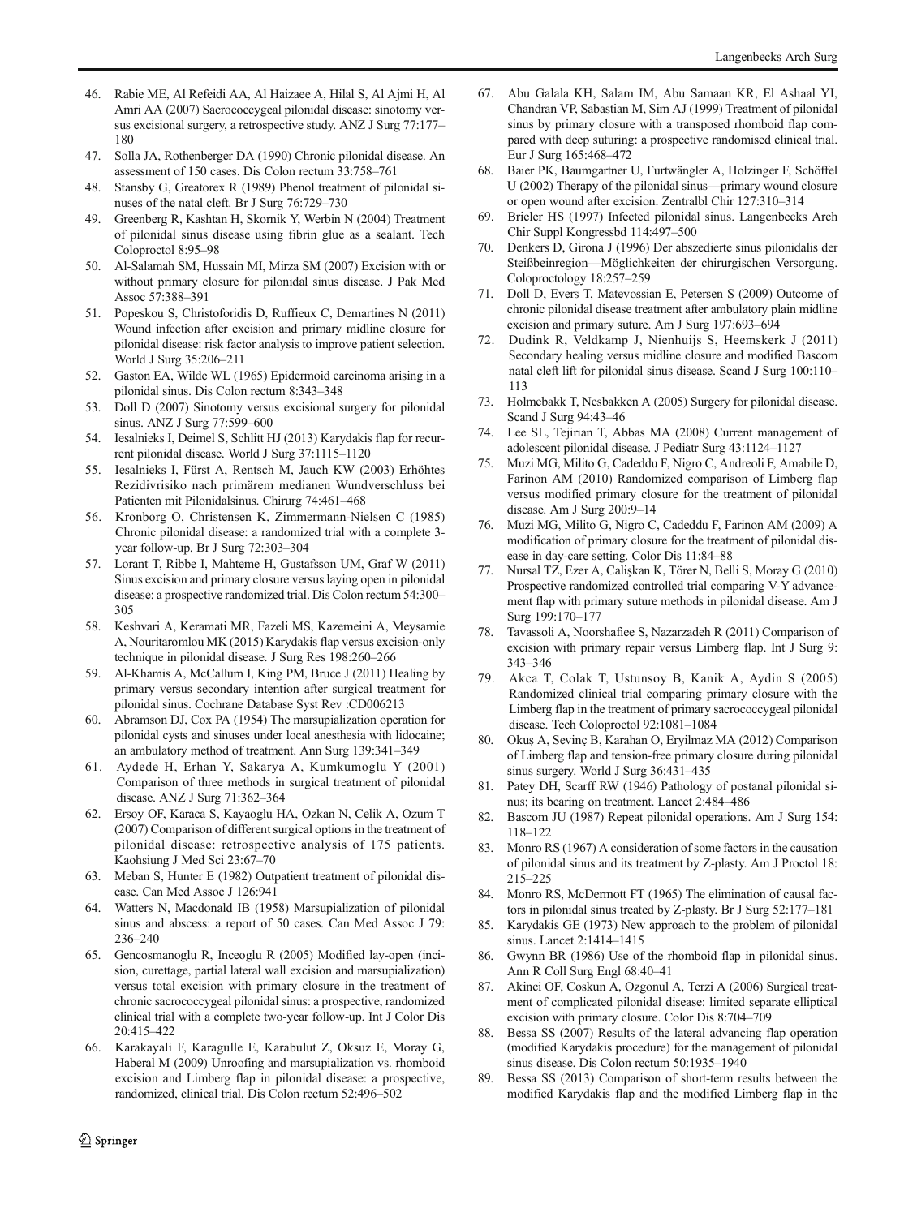46. Rabie ME, Al Refeidi AA, Al Haizaee A, Hilal S, Al Ajmi H, Al Amri AA (2007) Sacrococcygeal pilonidal disease: sinotomy versus excisional surgery, a retrospective study. ANZ J Surg 77:177–180
47. Solla JA, Rothenberger DA (1990) Chronic pilonidal disease. An assessment of 150 cases. Dis Colon rectum 33:758–761
48. Stansby G, Greatorex R (1989) Phenol treatment of pilonidal sinuses of the natal cleft. Br J Surg 76:729–730
49. Greenberg R, Kashtan H, Skornik Y, Werbin N (2004) Treatment of pilonidal sinus disease using fibrin glue as a sealant. Tech Coloproctol 8:95–98
50. Al-Salamah SM, Hussain MI, Mirza SM (2007) Excision with or without primary closure for pilonidal sinus disease. J Pak Med Assoc 57:388–391
51. Popeskou S, Christoforidis D, Ruffieux C, Demartines N (2011) Wound infection after excision and primary midline closure for pilonidal disease: risk factor analysis to improve patient selection. World J Surg 35:206–211
52. Gaston EA, Wilde WL (1965) Epidermoid carcinoma arising in a pilonidal sinus. Dis Colon rectum 8:343–348
53. Doll D (2007) Sinotomy versus excisional surgery for pilonidal sinus. ANZ J Surg 77:599–600
54. Iesalnieks I, Deimel S, Schlitt HJ (2013) Karydakis flap for recurrent pilonidal disease. World J Surg 37:1115–1120
55. Iesalnieks I, Fürst A, Rentsch M, Jauch KW (2003) Erhöhtes Rezidivrisiko nach primärem medianen Wundverschluss bei Patienten mit Pilonidalsinus. Chirurg 74:461–468
56. Kronborg O, Christensen K, Zimmermann-Nielsen C (1985) Chronic pilonidal disease: a randomized trial with a complete 3-year follow-up. Br J Surg 72:303–304
57. Lorant T, Ribbe I, Mahteme H, Gustafsson UM, Graf W (2011) Sinus excision and primary closure versus laying open in pilonidal disease: a prospective randomized trial. Dis Colon rectum 54:300–305
58. Keshvari A, Keramati MR, Fazeli MS, Kazemeini A, Meysamie A, Nouritaromlou MK (2015) Karydakis flap versus excision-only technique in pilonidal disease. J Surg Res 198:260–266
59. Al-Khamis A, McCallum I, King PM, Bruce J (2011) Healing by primary versus secondary intention after surgical treatment for pilonidal sinus. Cochrane Database Syst Rev :CD006213
60. Abramson DJ, Cox PA (1954) The marsupialization operation for pilonidal cysts and sinuses under local anesthesia with lidocaine; an ambulatory method of treatment. Ann Surg 139:341–349
61. Aydede H, Erhan Y, Sakarya A, Kumkumoglu Y (2001) Comparison of three methods in surgical treatment of pilonidal disease. ANZ J Surg 71:362–364
62. Ersoy OF, Karaca S, Kayaoglu HA, Ozkan N, Celik A, Ozum T (2007) Comparison of different surgical options in the treatment of pilonidal disease: retrospective analysis of 175 patients. Kaohsiung J Med Sci 23:67–70
63. Meban S, Hunter E (1982) Outpatient treatment of pilonidal disease. Can Med Assoc J 126:941
64. Watters N, Macdonald IB (1958) Marsupialization of pilonidal sinus and abscess: a report of 50 cases. Can Med Assoc J 79: 236–240
65. Gencosmanoglu R, Inceoglu R (2005) Modified lay-open (incision, curettage, partial lateral wall excision and marsupialization) versus total excision with primary closure in the treatment of chronic sacrococcygeal pilonidal sinus: a prospective, randomized clinical trial with a complete two-year follow-up. Int J Color Dis 20:415–422
66. Karakayali F, Karagulle E, Karabulut Z, Oksuz E, Moray G, Haberal M (2009) Unroofing and marsupialization vs. rhomboid excision and Limberg flap in pilonidal disease: a prospective, randomized, clinical trial. Dis Colon rectum 52:496–502
67. Abu Galala KH, Salam IM, Abu Samaan KR, El Ashaal YI, Chandran VP, Sabastian M, Sim AJ (1999) Treatment of pilonidal sinus by primary closure with a transposed rhomboid flap compared with deep suturing: a prospective randomised clinical trial. Eur J Surg 165:468–472
68. Baier PK, Baumgartner U, Furtwängler A, Holzinger F, Schöffel U (2002) Therapy of the pilonidal sinus—primary wound closure or open wound after excision. Zentralbl Chir 127:310–314
69. Brieler HS (1997) Infected pilonidal sinus. Langenbecks Arch Chir Suppl Kongressbd 114:497–500
70. Denkers D, Girona J (1996) Der abszedierte sinus pilonidalis der Steißbeinregion—Möglichkeiten der chirurgischen Versorgung. Coloproctology 18:257–259
71. Doll D, Evers T, Matevossian E, Petersen S (2009) Outcome of chronic pilonidal disease treatment after ambulatory plain midline excision and primary suture. Am J Surg 197:693–694
72. Dudink R, Veldkamp J, Nienhuijs S, Heemskerk J (2011) Secondary healing versus midline closure and modified Bascom natal cleft lift for pilonidal sinus disease. Scand J Surg 100:110–113
73. Holmebakk T, Nesbakken A (2005) Surgery for pilonidal disease. Scand J Surg 94:43–46
74. Lee SL, Tejirian T, Abbas MA (2008) Current management of adolescent pilonidal disease. J Pediatr Surg 43:1124–1127
75. Muzi MG, Milito G, Cadeddu F, Nigro C, Andreoli F, Amabile D, Farinon AM (2010) Randomized comparison of Limberg flap versus modified primary closure for the treatment of pilonidal disease. Am J Surg 200:9–14
76. Muzi MG, Milito G, Nigro C, Cadeddu F, Farinon AM (2009) A modification of primary closure for the treatment of pilonidal disease in day-care setting. Color Dis 11:84–88
77. Nursal TZ, Ezer A, Calişkan K, Törer N, Belli S, Moray G (2010) Prospective randomized controlled trial comparing V-Y advancement flap with primary suture methods in pilonidal disease. Am J Surg 199:170–177
78. Tavassoli A, Noorshafiee S, Nazarzadeh R (2011) Comparison of excision with primary repair versus Limberg flap. Int J Surg 9: 343–346
79. Akca T, Colak T, Ustunsoy B, Kanik A, Aydin S (2005) Randomized clinical trial comparing primary closure with the Limberg flap in the treatment of primary sacrococcygeal pilonidal disease. Tech Coloproctol 92:1081–1084
80. Okuş A, Sevinç B, Karahan O, Eryilmaz MA (2012) Comparison of Limberg flap and tension-free primary closure during pilonidal sinus surgery. World J Surg 36:431–435
81. Patey DH, Scarff RW (1946) Pathology of postanal pilonidal sinus; its bearing on treatment. Lancet 2:484–486
82. Bascom JU (1987) Repeat pilonidal operations. Am J Surg 154: 118–122
83. Monro RS (1967) A consideration of some factors in the causation of pilonidal sinus and its treatment by Z-plasty. Am J Proctol 18: 215–225
84. Monro RS, McDermott FT (1965) The elimination of causal factors in pilonidal sinus treated by Z-plasty. Br J Surg 52:177–181
85. Karydakis GE (1973) New approach to the problem of pilonidal sinus. Lancet 2:1414–1415
86. Gwynn BR (1986) Use of the rhomboid flap in pilonidal sinus. Ann R Coll Surg Engl 68:40–41
87. Akinci OF, Coskun A, Ozgonul A, Terzi A (2006) Surgical treatment of complicated pilonidal disease: limited separate elliptical excision with primary closure. Color Dis 8:704–709
88. Bessa SS (2007) Results of the lateral advancing flap operation (modified Karydakis procedure) for the management of pilonidal sinus disease. Dis Colon rectum 50:1935–1940
89. Bessa SS (2013) Comparison of short-term results between the modified Karydakis flap and the modified Limberg flap in the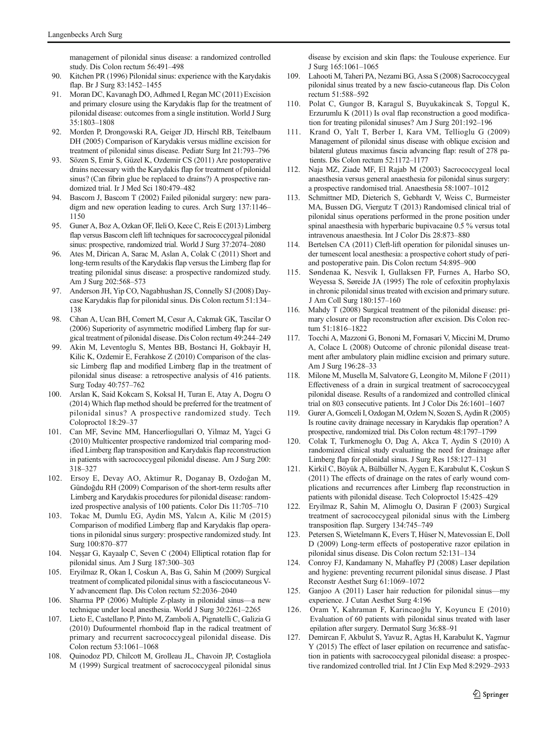management of pilonidal sinus disease: a randomized controlled study. Dis Colon rectum 56:491–498

90. Kitchen PR (1996) Pilonidal sinus: experience with the Karydakis flap. Br J Surg 83:1452–1455
91. Moran DC, Kavanagh DO, Adhmed I, Regan MC (2011) Excision and primary closure using the Karydakis flap for the treatment of pilonidal disease: outcomes from a single institution. World J Surg 35:1803–1808
92. Morden P, Drongowski RA, Geiger JD, Hirschl RB, Teitelbaum DH (2005) Comparison of Karydakis versus midline excision for treatment of pilonidal sinus disease. Pediatr Surg Int 21:793–796
93. Sözen S, Emir S, Güzel K, Ozdemir CS (2011) Are postoperative drains necessary with the Karydakis flap for treatment of pilonidal sinus? (Can fibrin glue be replaced to drains?) A prospective randomized trial. Ir J Med Sci 180:479–482
94. Bascom J, Bascom T (2002) Failed pilonidal surgery: new paradigm and new operation leading to cures. Arch Surg 137:1146–1150
95. Guner A, Boz A, Ozkan OF, Ileli O, Kece C, Reis E (2013) Limberg flap versus Bascom cleft lift techniques for sacrococcygeal pilonidal sinus: prospective, randomized trial. World J Surg 37:2074–2080
96. Ates M, Dirican A, Sarac M, Aslan A, Colak C (2011) Short and long-term results of the Karydakis flap versus the Limberg flap for treating pilonidal sinus disease: a prospective randomized study. Am J Surg 202:568–573
97. Anderson JH, Yip CO, Nagabhushan JS, Connelly SJ (2008) Day-case Karydakis flap for pilonidal sinus. Dis Colon rectum 51:134–138
98. Cihan A, Ucan BH, Comert M, Cesur A, Cakmak GK, Tascilar O (2006) Superiority of asymmetric modified Limberg flap for surgical treatment of pilonidal disease. Dis Colon rectum 49:244–249
99. Akin M, Leventoglu S, Mentes BB, Bostanci H, Gokbayir H, Kilic K, Ozdemir E, Ferahkose Z (2010) Comparison of the classic Limberg flap and modified Limberg flap in the treatment of pilonidal sinus disease: a retrospective analysis of 416 patients. Surg Today 40:757–762
100. Arslan K, Said Kokcam S, Koksal H, Turan E, Atay A, Dogru O (2014) Which flap method should be preferred for the treatment of pilonidal sinus? A prospective randomized study. Tech Coloproctol 18:29–37
101. Can MF, Sevinc MM, Hancerliogullari O, Yilmaz M, Yagci G (2010) Multicenter prospective randomized trial comparing modified Limberg flap transposition and Karydakis flap reconstruction in patients with sacrococcygeal pilonidal disease. Am J Surg 200:318–327
102. Ersoy E, Devay AO, Aktimur R, Doganay B, Ozdoğan M, Gündoğdu RH (2009) Comparison of the short-term results after Limberg and Karydakis procedures for pilonidal disease: randomized prospective analysis of 100 patients. Color Dis 11:705–710
103. Tokac M, Dumlu EG, Aydin MS, Yalcın A, Kilic M (2015) Comparison of modified Limberg flap and Karydakis flap operations in pilonidal sinus surgery: prospective randomized study. Int Surg 100:870–877
104. Neşşar G, Kayaalp C, Seven C (2004) Elliptical rotation flap for pilonidal sinus. Am J Surg 187:300–303
105. Eryilmaz R, Okan I, Coskun A, Bas G, Sahin M (2009) Surgical treatment of complicated pilonidal sinus with a fasciocutaneous V-Y advancement flap. Dis Colon rectum 52:2036–2040
106. Sharma PP (2006) Multiple Z-plasty in pilonidal sinus—a new technique under local anesthesia. World J Surg 30:2261–2265
107. Lieto E, Castellano P, Pinto M, Zamboli A, Pignatelli C, Galizia G (2010) Dufourmentel rhomboid flap in the radical treatment of primary and recurrent sacrococcygeal pilonidal disease. Dis Colon rectum 53:1061–1068
108. Quinodoz PD, Chilcott M, Grolleau JL, Chavoin JP, Costagliola M (1999) Surgical treatment of sacrococcygeal pilonidal sinus disease by excision and skin flaps: the Toulouse experience. Eur J Surg 165:1061–1065
109. Lahooti M, Taheri PA, Nezami BG, Assa S (2008) Sacrococcygeal pilonidal sinus treated by a new fascio-cutaneous flap. Dis Colon rectum 51:588–592
110. Polat C, Gungor B, Karagul S, Buyukakincak S, Topgul K, Erzurumlu K (2011) Is oval flap reconstruction a good modification for treating pilonidal sinuses? Am J Surg 201:192–196
111. Krand O, Yalt T, Berber I, Kara VM, Tellioglu G (2009) Management of pilonidal sinus disease with oblique excision and bilateral gluteus maximus fascia advancing flap: result of 278 patients. Dis Colon rectum 52:1172–1177
112. Naja MZ, Ziade MF, El Rajab M (2003) Sacrococcygeal local anaesthesia versus general anaesthesia for pilonidal sinus surgery: a prospective randomised trial. Anaesthesia 58:1007–1012
113. Schmittner MD, Dieterich S, Gebhardt V, Weiss C, Burmeister MA, Bussen DG, Viergutz T (2013) Randomised clinical trial of pilonidal sinus operations performed in the prone position under spinal anaesthesia with hyperbaric bupivacaine 0.5 % versus total intravenous anaesthesia. Int J Color Dis 28:873–880
114. Bertelsen CA (2011) Cleft-lift operation for pilonidal sinuses under tumescent local anesthesia: a prospective cohort study of peri- and postoperative pain. Dis Colon rectum 54:895–900
115. Søndenaa K, Nesvik I, Gullaksen FP, Furnes A, Harbo SO, Weyessa S, Søreide JA (1995) The role of cefoxitin prophylaxis in chronic pilonidal sinus treated with excision and primary suture. J Am Coll Surg 180:157–160
116. Mahdy T (2008) Surgical treatment of the pilonidal disease: primary closure or flap reconstruction after excision. Dis Colon rectum 51:1816–1822
117. Tocchi A, Mazzoni G, Bononi M, Fornasari V, Miccini M, Drumo A, Colace L (2008) Outcome of chronic pilonidal disease treatment after ambulatory plain midline excision and primary suture. Am J Surg 196:28–33
118. Milone M, Musella M, Salvatore G, Leongito M, Milone F (2011) Effectiveness of a drain in surgical treatment of sacrococcygeal pilonidal disease. Results of a randomized and controlled clinical trial on 803 consecutive patients. Int J Color Dis 26:1601–1607
119. Gurer A, Gomceli I, Ozdogan M, Ozlem N, Sozen S, Aydin R (2005) Is routine cavity drainage necessary in Karydakis flap operation? A prospective, randomized trial. Dis Colon rectum 48:1797–1799
120. Colak T, Turkmenoglu O, Dag A, Akca T, Aydin S (2010) A randomized clinical study evaluating the need for drainage after Limberg flap for pilonidal sinus. J Surg Res 158:127–131
121. Kirkil C, Böyük A, Bülbüller N, Aygen E, Karabulut K, Coşkun S (2011) The effects of drainage on the rates of early wound complications and recurrences after Limberg flap reconstruction in patients with pilonidal disease. Tech Coloproctol 15:425–429
122. Eryilmaz R, Sahin M, Alimoglu O, Dasiran F (2003) Surgical treatment of sacrococcygeal pilonidal sinus with the Limberg transposition flap. Surgery 134:745–749
123. Petersen S, Wietelmann K, Evers T, Hüser N, Matevossian E, Doll D (2009) Long-term effects of postoperative razor epilation in pilonidal sinus disease. Dis Colon rectum 52:131–134
124. Conroy FJ, Kandamany N, Mahaffey PJ (2008) Laser depilation and hygiene: preventing recurrent pilonidal sinus disease. J Plast Reconstr Aesthet Surg 61:1069–1072
125. Ganjoo A (2011) Laser hair reduction for pilonidal sinus—my experience. J Cutan Aesthet Surg 4:196
126. Oram Y, Kahraman F, Karincaoğlu Y, Koyuncu E (2010) Evaluation of 60 patients with pilonidal sinus treated with laser epilation after surgery. Dermatol Surg 36:88–91
127. Demircan F, Akbulut S, Yavuz R, Agtas H, Karabulut K, Yagmur Y (2015) The effect of laser epilation on recurrence and satisfaction in patients with sacrococcygeal pilonidal disease: a prospective randomized controlled trial. Int J Clin Exp Med 8:2929–2933